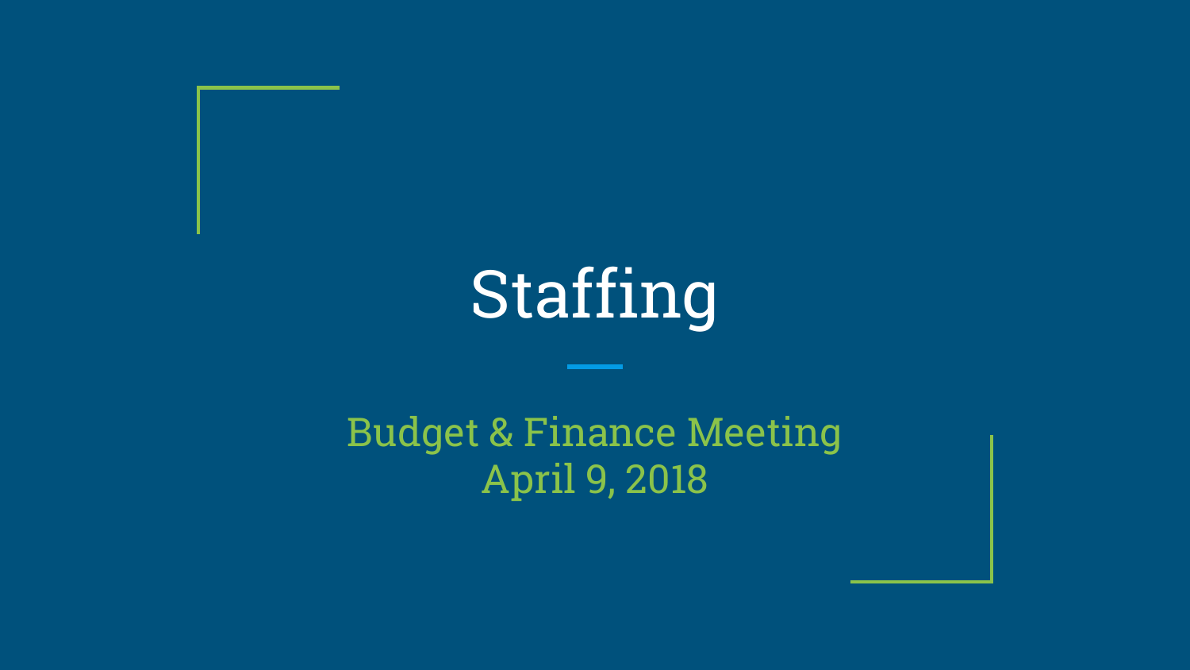# Staffing

Budget & Finance Meeting
April 9, 2018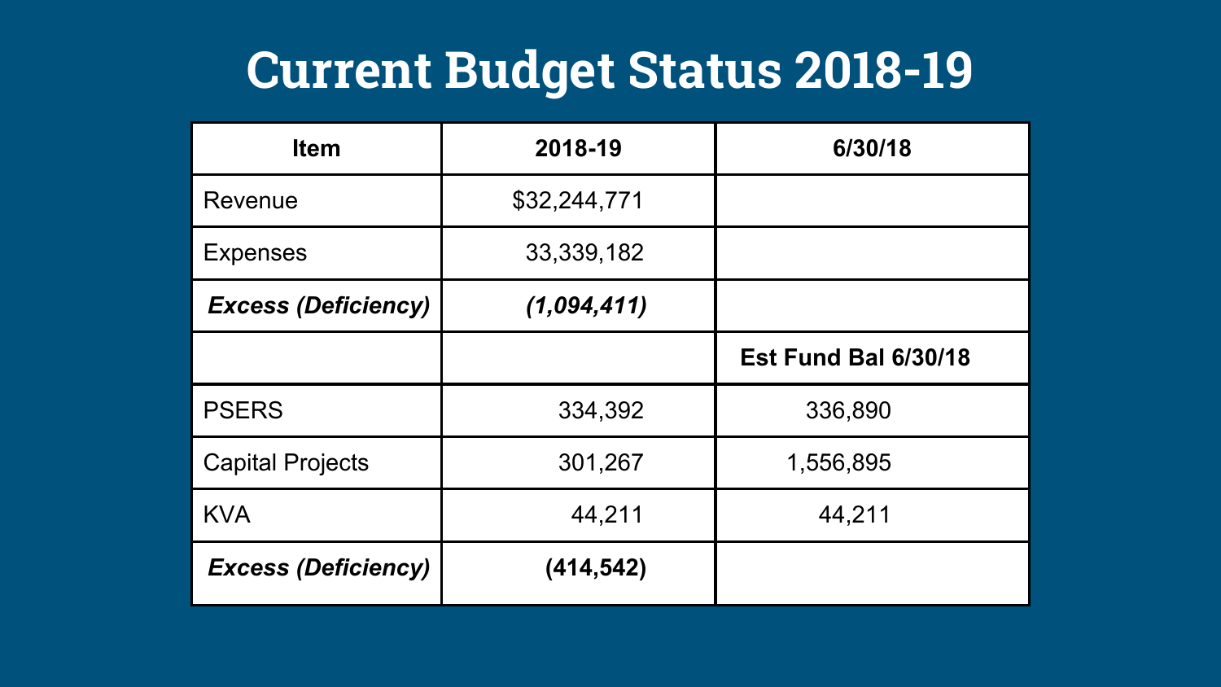# Current Budget Status 2018-19

| Item | 2018-19 | 6/30/18 |
| --- | --- | --- |
| Revenue | $32,244,771 | |
| Expenses | 33,339,182 | |
| ***Excess (Deficiency)*** | ***(1,094,411)*** | |
| | | **Est Fund Bal 6/30/18** |
| PSERS | 334,392 | 336,890 |
| Capital Projects | 301,267 | 1,556,895 |
| KVA | 44,211 | 44,211 |
| ***Excess (Deficiency)*** | **(414,542)** | |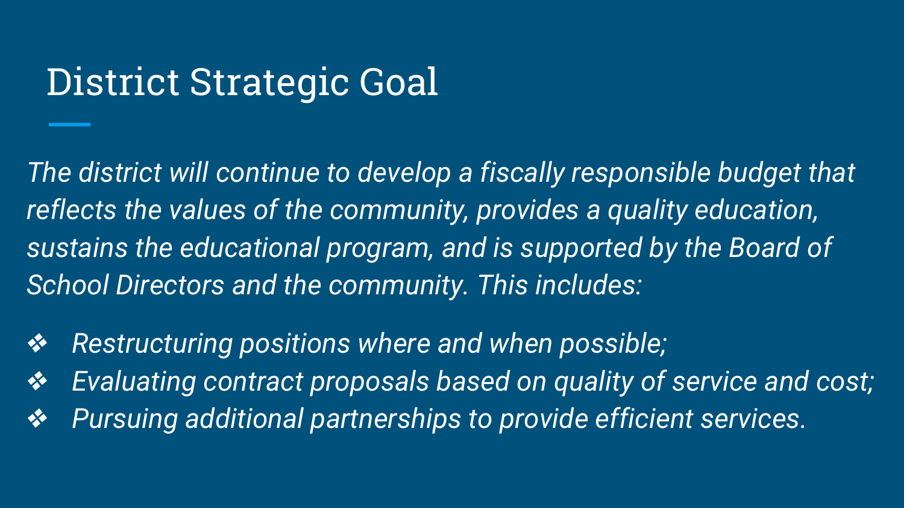# District Strategic Goal

*The district will continue to develop a fiscally responsible budget that reflects the values of the community, provides a quality education, sustains the educational program, and is supported by the Board of School Directors and the community. This includes:*

- *Restructuring positions where and when possible;*
- *Evaluating contract proposals based on quality of service and cost;*
- *Pursuing additional partnerships to provide efficient services.*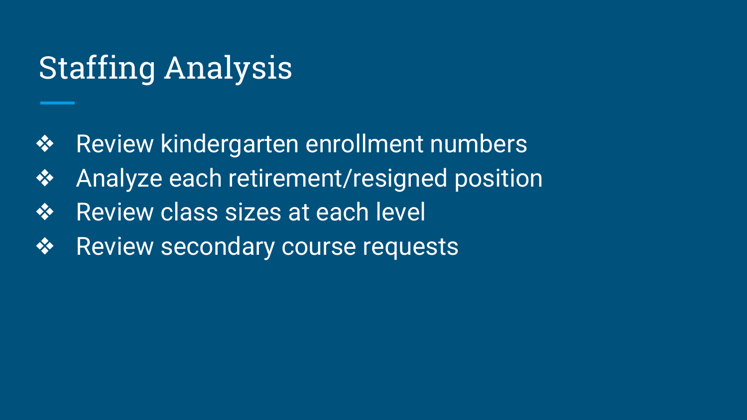# Staffing Analysis

- Review kindergarten enrollment numbers
- Analyze each retirement/resigned position
- Review class sizes at each level
- Review secondary course requests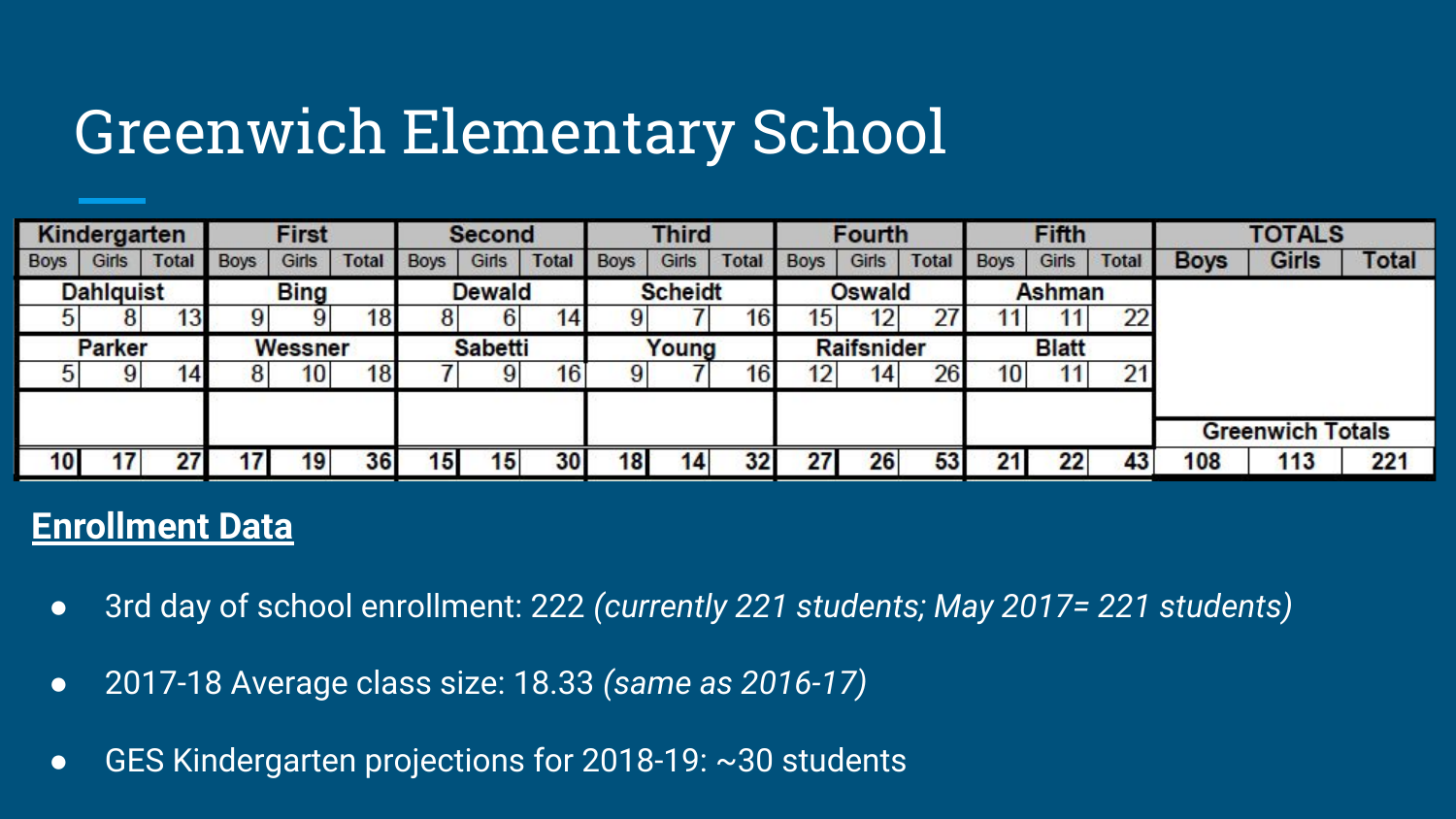# Greenwich Elementary School

| Kindergarten | | | First | | | Second | | | Third | | | Fourth | | | Fifth | | | TOTALS | | |
|---|---|---|---|---|---|---|---|---|---|---|---|---|---|---|---|---|---|---|---|---|
| Boys | Girls | Total | Boys | Girls | Total | Boys | Girls | Total | Boys | Girls | Total | Boys | Girls | Total | Boys | Girls | Total | Boys | Girls | Total |
| Dahlquist | | | Bing | | | Dewald | | | Scheidt | | | Oswald | | | Ashman | | | | | |
| 5 | 8 | 13 | 9 | 9 | 18 | 8 | 6 | 14 | 9 | 7 | 16 | 15 | 12 | 27 | 11 | 11 | 22 | | | |
| Parker | | | Wessner | | | Sabetti | | | Young | | | Raifsnider | | | Blatt | | | | | |
| 5 | 9 | 14 | 8 | 10 | 18 | 7 | 9 | 16 | 9 | 7 | 16 | 12 | 14 | 26 | 10 | 11 | 21 | | | |
| | | | | | | | | | | | | | | | | | | Greenwich Totals | | |
| 10 | 17 | 27 | 17 | 19 | 36 | 15 | 15 | 30 | 18 | 14 | 32 | 27 | 26 | 53 | 21 | 22 | 43 | 108 | 113 | 221 |

**Enrollment Data**

- 3rd day of school enrollment: 222 *(currently 221 students; May 2017= 221 students)*
- 2017-18 Average class size: 18.33 *(same as 2016-17)*
- GES Kindergarten projections for 2018-19: ~30 students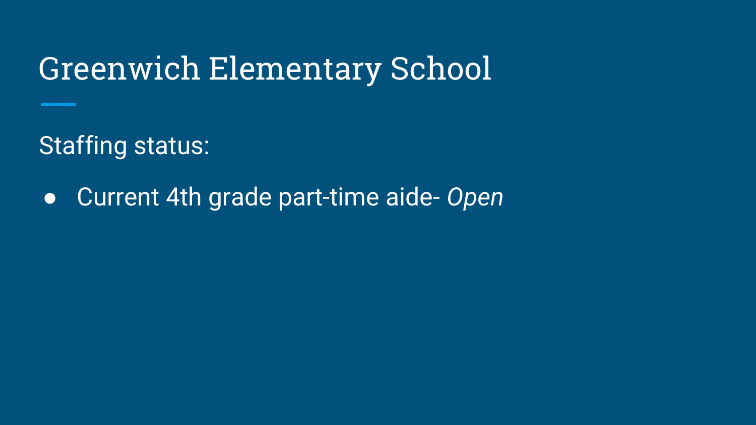# Greenwich Elementary School

Staffing status:

- Current 4th grade part-time aide- *Open*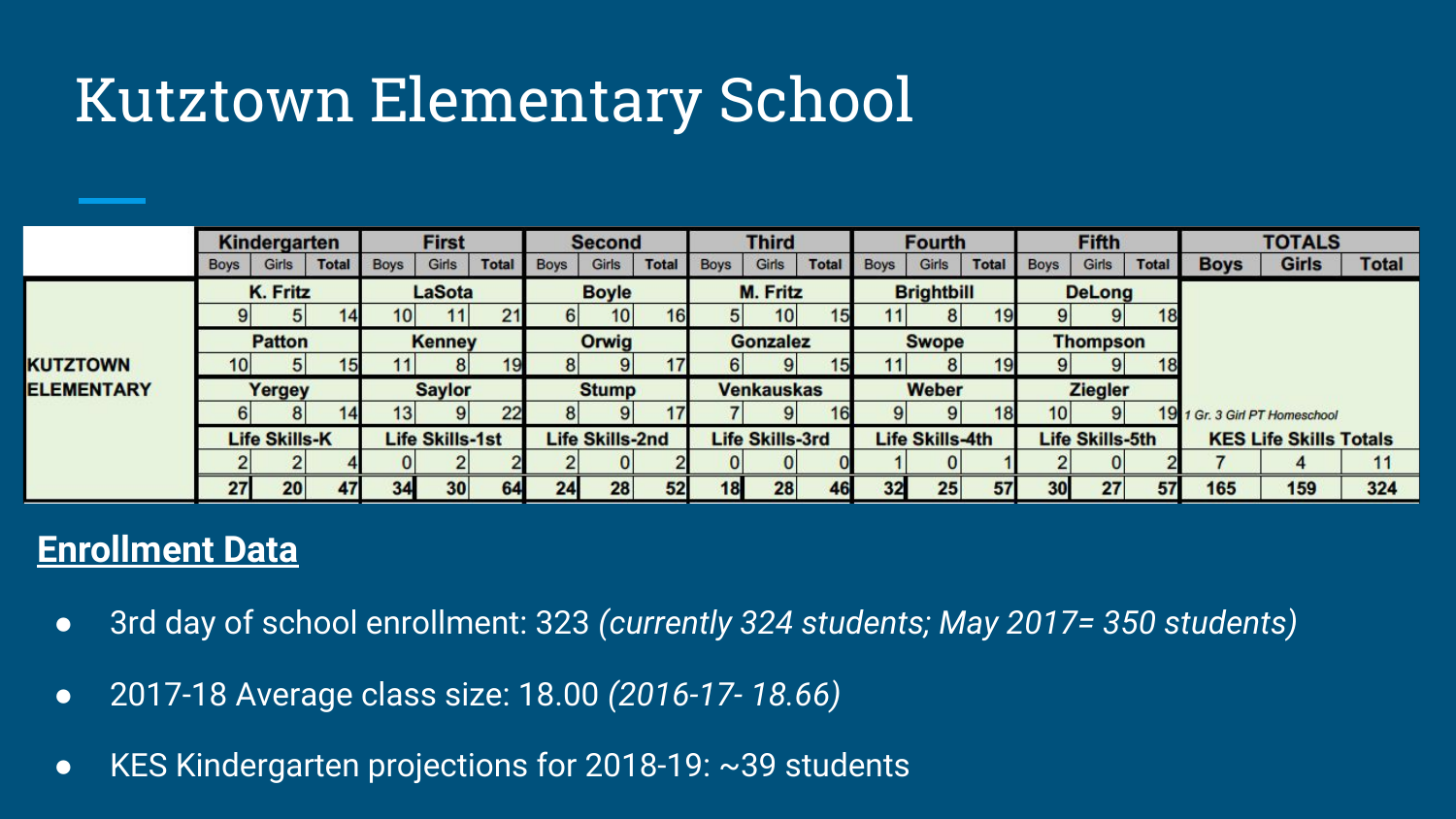# Kutztown Elementary School

| | Kindergarten | | | First | | | Second | | | Third | | | Fourth | | | Fifth | | | TOTALS | | |
|---|---|---|---|---|---|---|---|---|---|---|---|---|---|---|---|---|---|---|---|---|---|
| | Boys | Girls | Total | Boys | Girls | Total | Boys | Girls | Total | Boys | Girls | Total | Boys | Girls | Total | Boys | Girls | Total | Boys | Girls | Total |
| KUTZTOWN ELEMENTARY | K. Fritz | | | LaSota | | | Boyle | | | M. Fritz | | | Brightbill | | | DeLong | | | | | |
| | 9 | 5 | 14 | 10 | 11 | 21 | 6 | 10 | 16 | 5 | 10 | 15 | 11 | 8 | 19 | 9 | 9 | 18 | | | |
| | Patton | | | Kenney | | | Orwig | | | Gonzalez | | | Swope | | | Thompson | | | | | |
| | 10 | 5 | 15 | 11 | 8 | 19 | 8 | 9 | 17 | 6 | 9 | 15 | 11 | 8 | 19 | 9 | 9 | 18 | | | |
| | Yergey | | | Saylor | | | Stump | | | Venkauskas | | | Weber | | | Ziegler | | | | | |
| | 6 | 8 | 14 | 13 | 9 | 22 | 8 | 9 | 17 | 7 | 9 | 16 | 9 | 9 | 18 | 10 | 9 | 19 | *1 Gr. 3 Girl PT Homeschool* | | |
| | Life Skills-K | | | Life Skills-1st | | | Life Skills-2nd | | | Life Skills-3rd | | | Life Skills-4th | | | Life Skills-5th | | | KES Life Skills Totals | | |
| | 2 | 2 | 4 | 0 | 2 | 2 | 2 | 0 | 2 | 0 | 0 | 0 | 1 | 0 | 1 | 2 | 0 | 2 | 7 | 4 | 11 |
| | 27 | 20 | 47 | 34 | 30 | 64 | 24 | 28 | 52 | 18 | 28 | 46 | 32 | 25 | 57 | 30 | 27 | 57 | 165 | 159 | 324 |

## Enrollment Data

- 3rd day of school enrollment: 323 *(currently 324 students; May 2017= 350 students)*
- 2017-18 Average class size: 18.00 *(2016-17- 18.66)*
- KES Kindergarten projections for 2018-19: ~39 students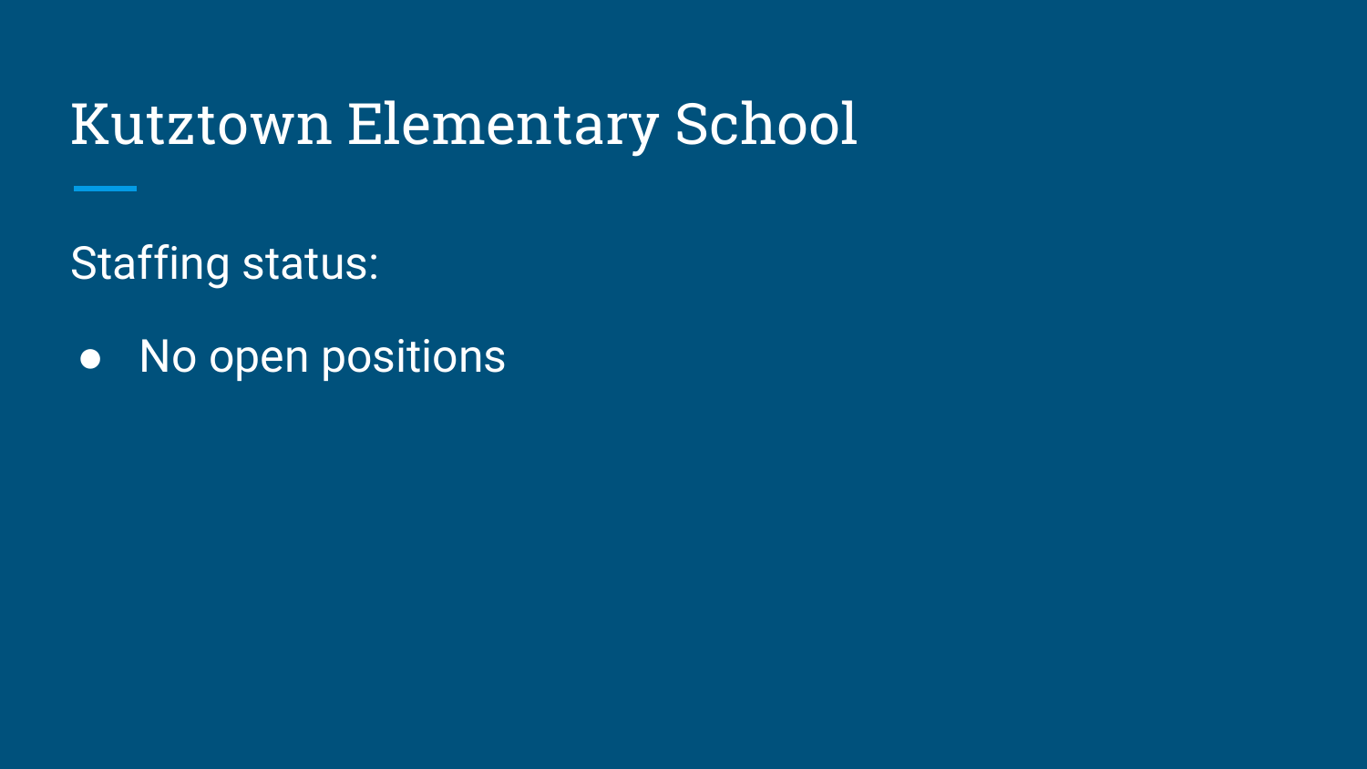# Kutztown Elementary School

Staffing status:

- No open positions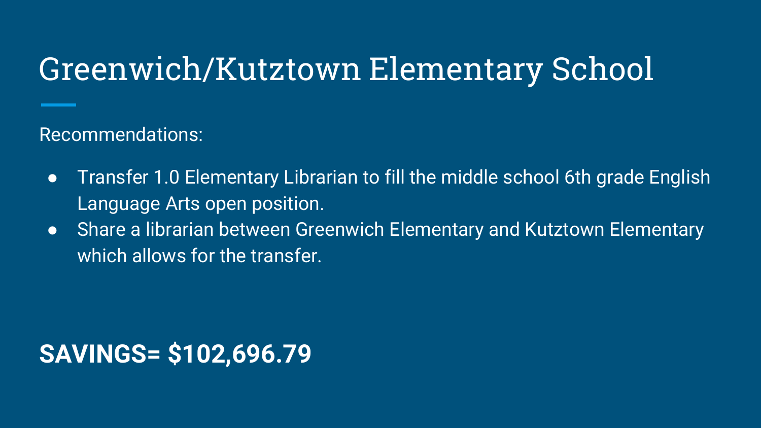# Greenwich/Kutztown Elementary School

Recommendations:

- Transfer 1.0 Elementary Librarian to fill the middle school 6th grade English Language Arts open position.
- Share a librarian between Greenwich Elementary and Kutztown Elementary which allows for the transfer.

**SAVINGS= $102,696.79**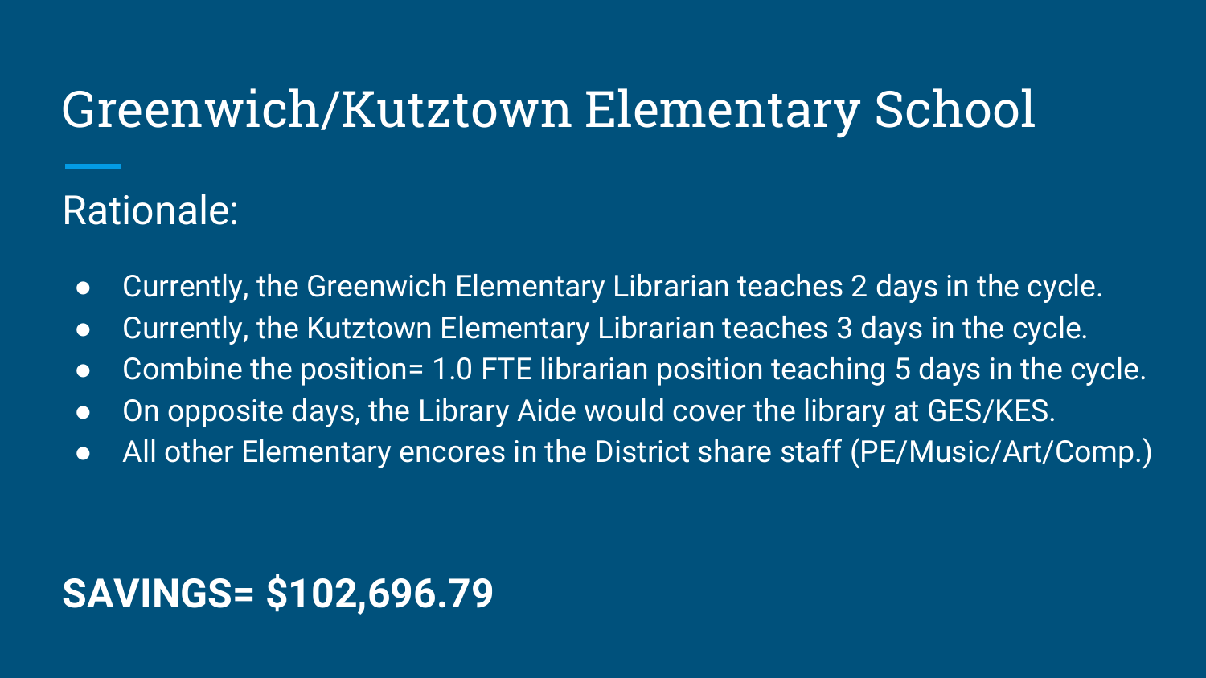# Greenwich/Kutztown Elementary School

## Rationale:

- Currently, the Greenwich Elementary Librarian teaches 2 days in the cycle.
- Currently, the Kutztown Elementary Librarian teaches 3 days in the cycle.
- Combine the position= 1.0 FTE librarian position teaching 5 days in the cycle.
- On opposite days, the Library Aide would cover the library at GES/KES.
- All other Elementary encores in the District share staff (PE/Music/Art/Comp.)

**SAVINGS= $102,696.79**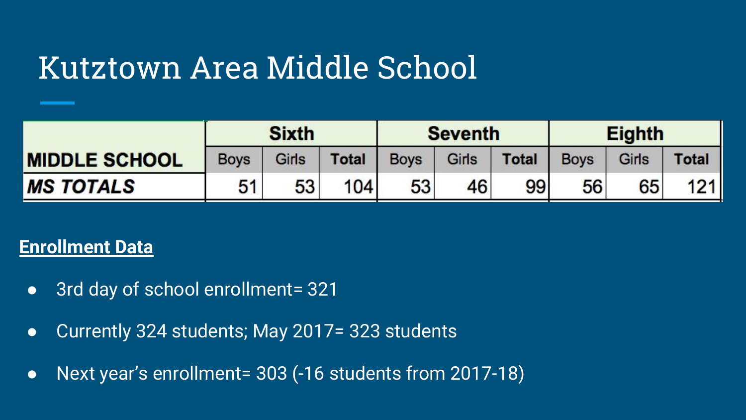# Kutztown Area Middle School

| MIDDLE SCHOOL | Sixth | | | Seventh | | | Eighth | | |
|---|---|---|---|---|---|---|---|---|---|
| | Boys | Girls | Total | Boys | Girls | Total | Boys | Girls | Total |
| ***MS TOTALS*** | 51 | 53 | 104 | 53 | 46 | 99 | 56 | 65 | 121 |

**Enrollment Data**

- 3rd day of school enrollment= 321
- Currently 324 students; May 2017= 323 students
- Next year's enrollment= 303 (-16 students from 2017-18)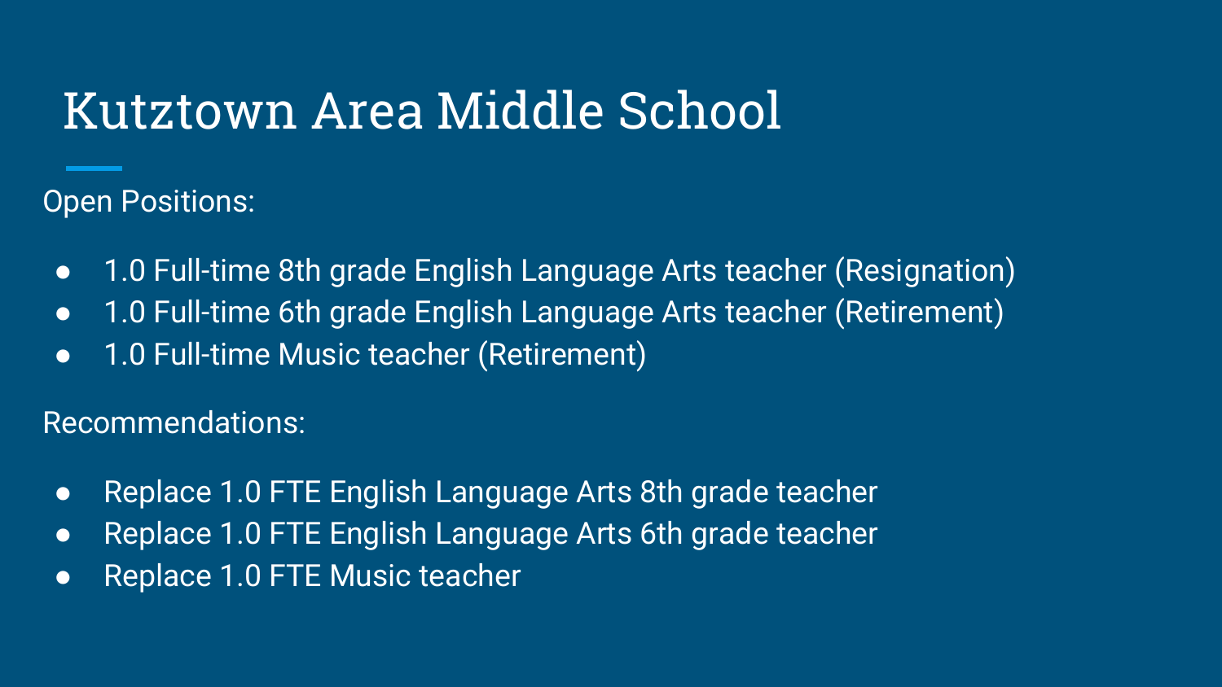# Kutztown Area Middle School

Open Positions:

- 1.0 Full-time 8th grade English Language Arts teacher (Resignation)
- 1.0 Full-time 6th grade English Language Arts teacher (Retirement)
- 1.0 Full-time Music teacher (Retirement)

Recommendations:

- Replace 1.0 FTE English Language Arts 8th grade teacher
- Replace 1.0 FTE English Language Arts 6th grade teacher
- Replace 1.0 FTE Music teacher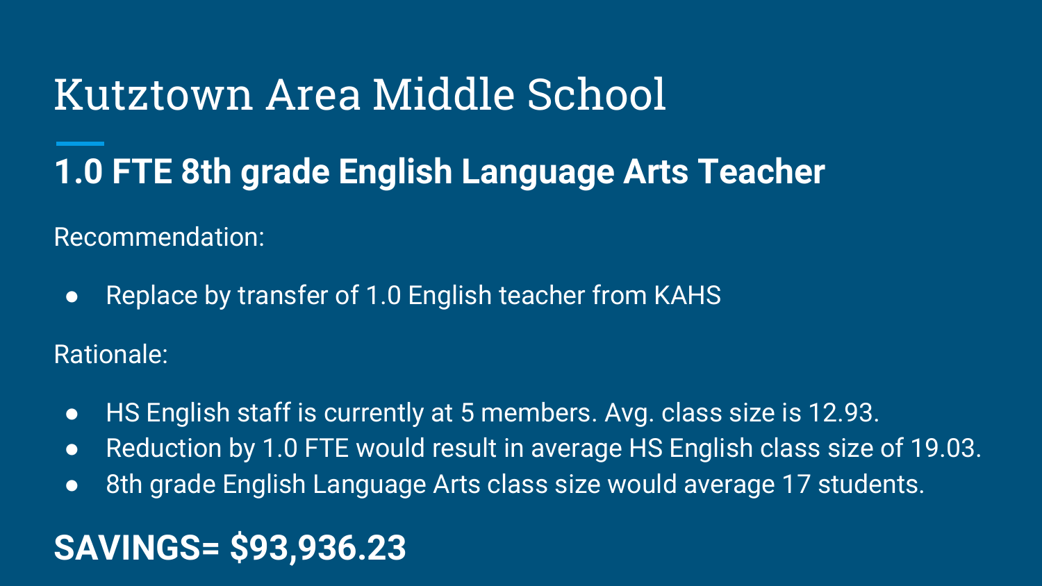# Kutztown Area Middle School

## 1.0 FTE 8th grade English Language Arts Teacher

Recommendation:

- Replace by transfer of 1.0 English teacher from KAHS

Rationale:

- HS English staff is currently at 5 members. Avg. class size is 12.93.
- Reduction by 1.0 FTE would result in average HS English class size of 19.03.
- 8th grade English Language Arts class size would average 17 students.

**SAVINGS= $93,936.23**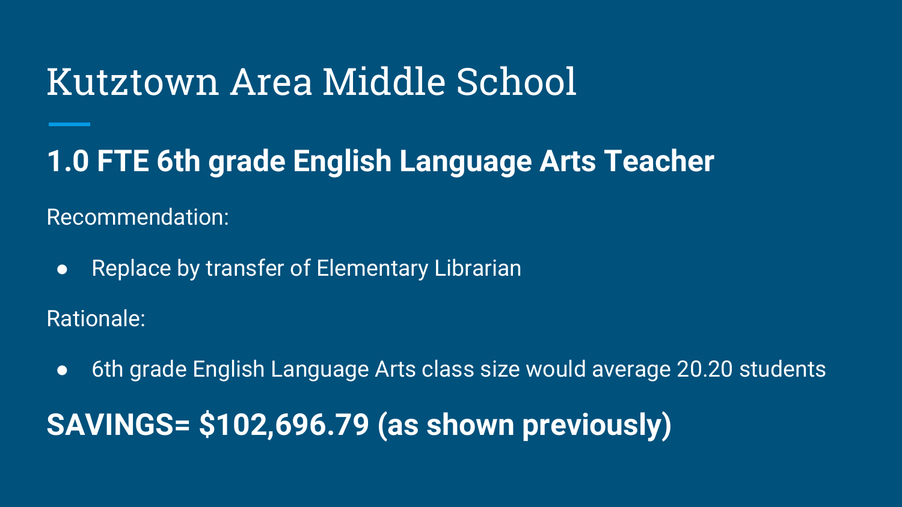# Kutztown Area Middle School

## 1.0 FTE 6th grade English Language Arts Teacher

Recommendation:

- Replace by transfer of Elementary Librarian

Rationale:

- 6th grade English Language Arts class size would average 20.20 students

## SAVINGS= $102,696.79 (as shown previously)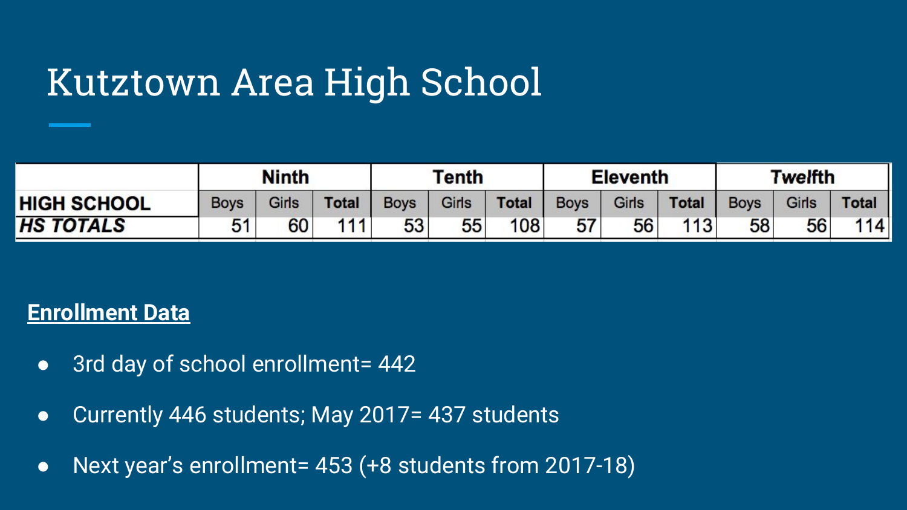# Kutztown Area High School

| | Ninth | | | Tenth | | | Eleventh | | | Twelfth | | |
|---|---|---|---|---|---|---|---|---|---|---|---|---|
| **HIGH SCHOOL** | Boys | Girls | **Total** | Boys | Girls | **Total** | Boys | Girls | **Total** | Boys | Girls | **Total** |
| ***HS TOTALS*** | 51 | 60 | 111 | 53 | 55 | 108 | 57 | 56 | 113 | 58 | 56 | 114 |

**Enrollment Data**

- 3rd day of school enrollment= 442
- Currently 446 students; May 2017= 437 students
- Next year's enrollment= 453 (+8 students from 2017-18)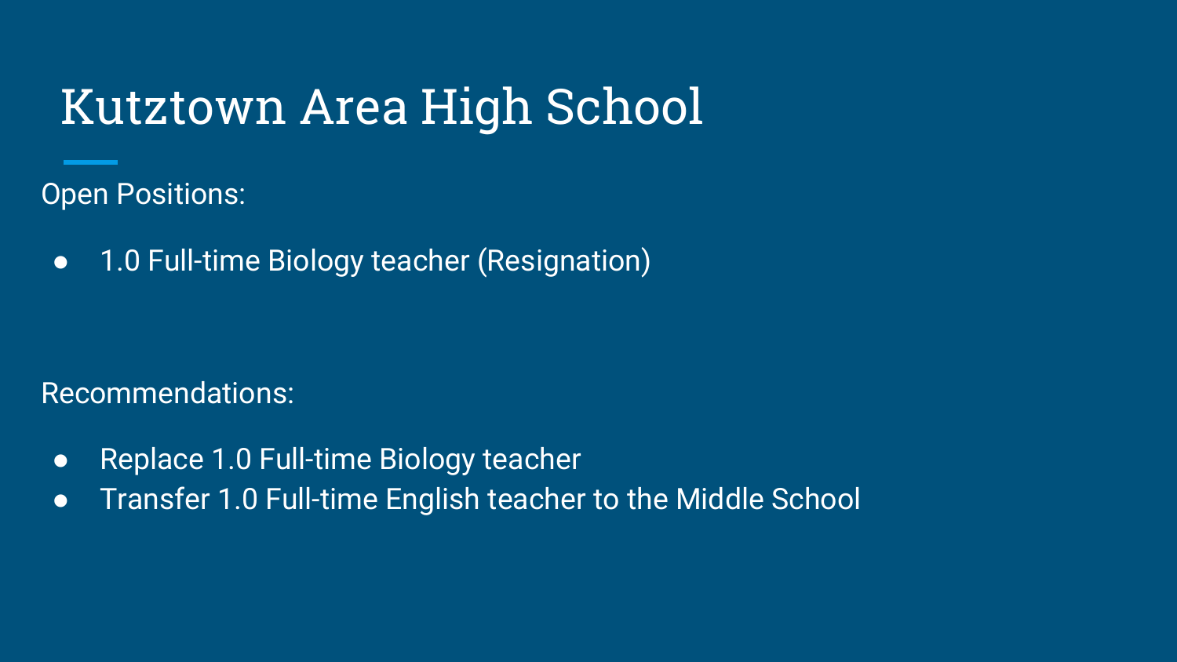# Kutztown Area High School

Open Positions:

- 1.0 Full-time Biology teacher (Resignation)

Recommendations:

- Replace 1.0 Full-time Biology teacher
- Transfer 1.0 Full-time English teacher to the Middle School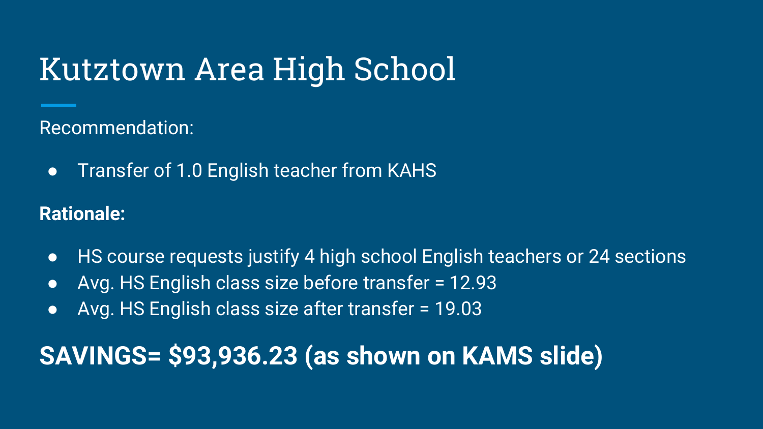# Kutztown Area High School

Recommendation:

- Transfer of 1.0 English teacher from KAHS

**Rationale:**

- HS course requests justify 4 high school English teachers or 24 sections
- Avg. HS English class size before transfer = 12.93
- Avg. HS English class size after transfer = 19.03

**SAVINGS= $93,936.23 (as shown on KAMS slide)**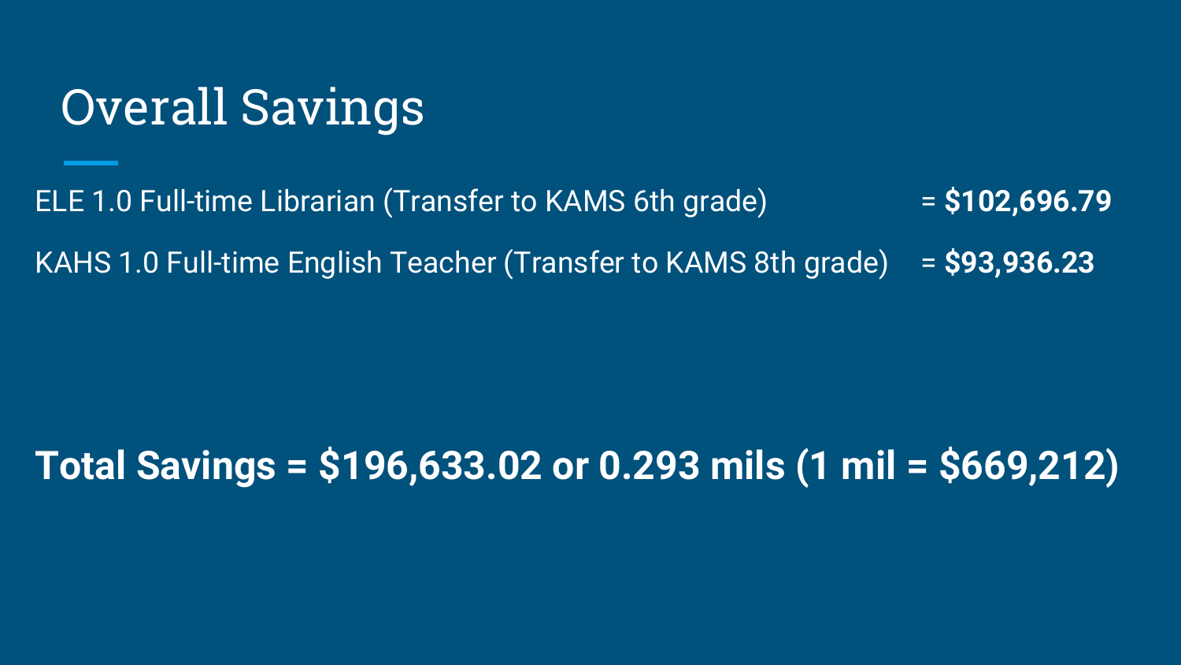# Overall Savings

ELE 1.0 Full-time Librarian (Transfer to KAMS 6th grade) = **$102,696.79**

KAHS 1.0 Full-time English Teacher (Transfer to KAMS 8th grade) = **$93,936.23**

**Total Savings = $196,633.02 or 0.293 mils (1 mil = $669,212)**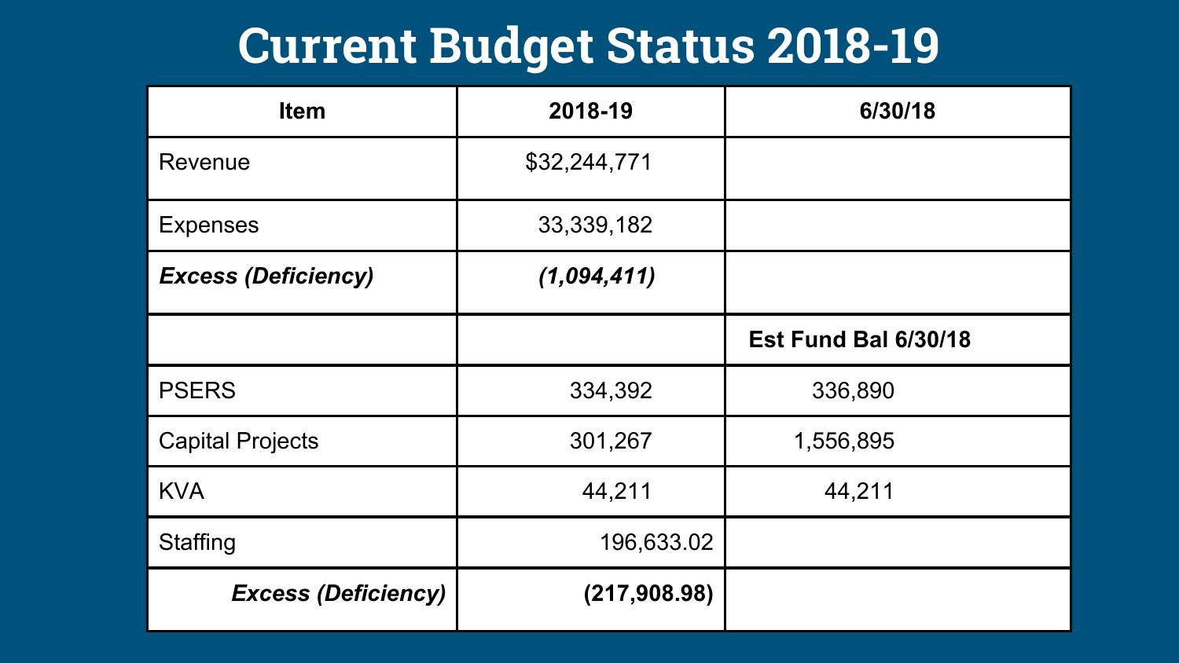# Current Budget Status 2018-19

| Item | 2018-19 | 6/30/18 |
|---|---|---|
| Revenue | $32,244,771 | |
| Expenses | 33,339,182 | |
| ***Excess (Deficiency)*** | ***(1,094,411)*** | |
| | | **Est Fund Bal 6/30/18** |
| PSERS | 334,392 | 336,890 |
| Capital Projects | 301,267 | 1,556,895 |
| KVA | 44,211 | 44,211 |
| Staffing | 196,633.02 | |
| ***Excess (Deficiency)*** | **(217,908.98)** | |